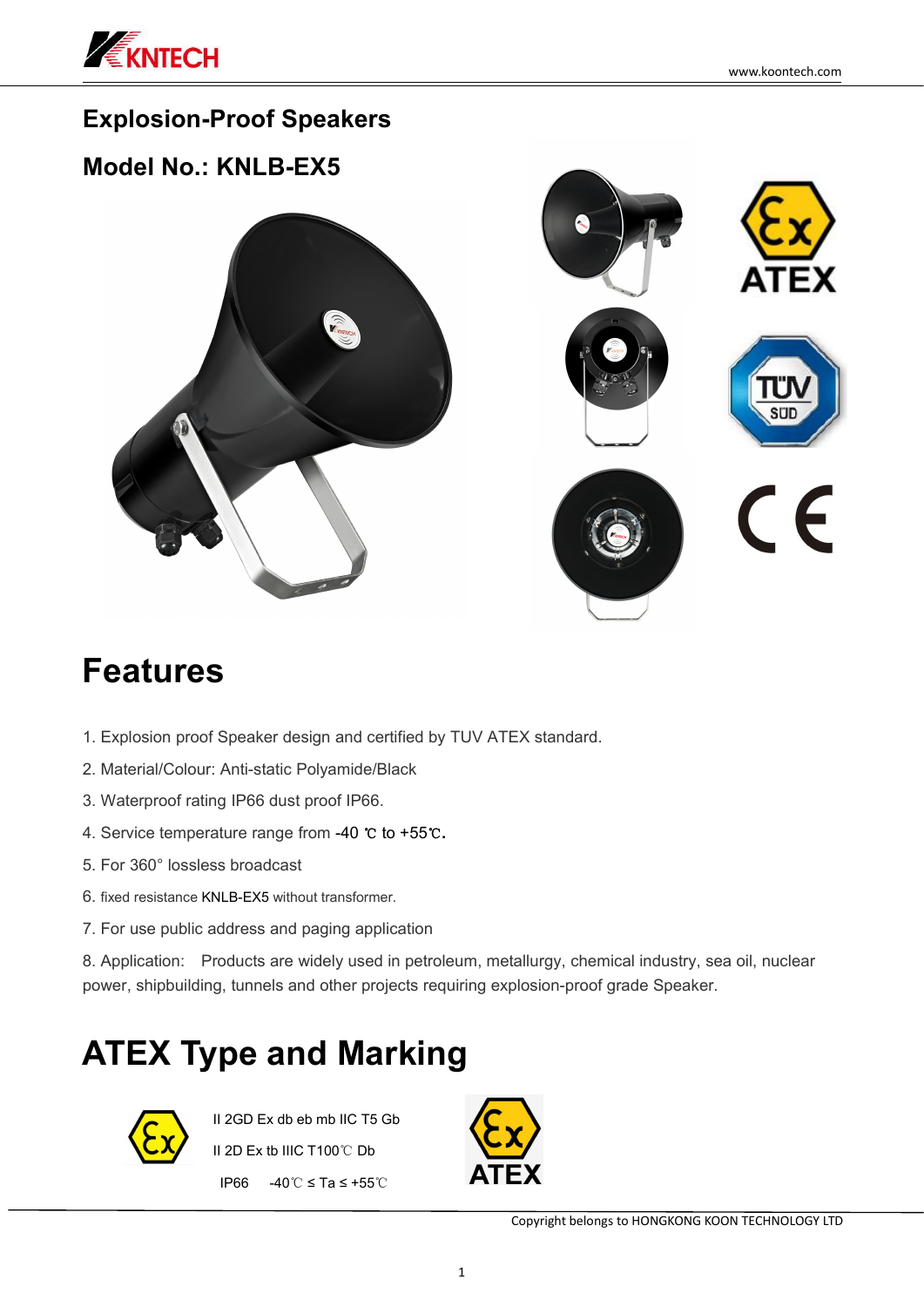# Explosion-Proof Speakers

## Model No.: KNLB-EX5

# Features

1. Explosion proof Speaker design and certified by TUV ATEX standard.
2. Material/Colour: Anti-static Polyamide/Black
3. Waterproof rating IP66 dust proof IP66.
4. Service temperature range from -40 ℃ to +55℃.
5. For 360° lossless broadcast
6. fixed resistance KNLB-EX5 without transformer.
7. For use public address and paging application
8. Application: Products are widely used in petroleum, metallurgy, chemical industry, sea oil, nuclear power, shipbuilding, tunnels and other projects requiring explosion-proof grade Speaker.

# ATEX Type and Marking

II 2GD Ex db eb mb IIC T5 Gb

II 2D Ex tb IIIC T100℃ Db

IP66 -40℃ ≤ Ta ≤ +55℃

Copyright belongs to HONGKONG KOON TECHNOLOGY LTD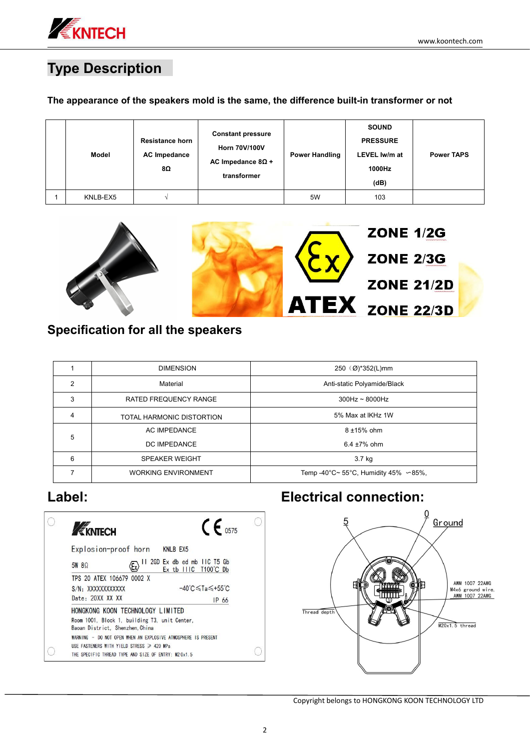# Type Description

**The appearance of the speakers mold is the same, the difference built-in transformer or not**

| | Model | Resistance horn AC Impedance 8Ω | Constant pressure Horn 70V/100V AC Impedance 8Ω + transformer | Power Handling | SOUND PRESSURE LEVEL lw/m at 1000Hz (dB) | Power TAPS |
|---|---|---|---|---|---|---|
| 1 | KNLB-EX5 | √ | | 5W | 103 | |

ZONE 1/2G
ZONE 2/3G
ZONE 21/2D
ZONE 22/3D
ATEX

## Specification for all the speakers

| | | |
|---|---|---|
| 1 | DIMENSION | 250（Ø)*352(L)mm |
| 2 | Material | Anti-static Polyamide/Black |
| 3 | RATED FREQUENCY RANGE | 300Hz ~ 8000Hz |
| 4 | TOTAL HARMONIC DISTORTION | 5% Max at lKHz 1W |
| 5 | AC IMPEDANCE<br>DC IMPEDANCE | 8 ±15% ohm<br>6.4 ±7% ohm |
| 6 | SPEAKER WEIGHT | 3.7 kg |
| 7 | WORKING ENVIRONMENT | Temp -40°C~ 55°C, Humidity 45% ~85%, |

## Label:

KNTECH CE 0575

Explosion-proof horn KNLB EX5

5W 8Ω II 2GD Ex db ed mb IIC T5 Gb
Ex tb IIIC T100℃ Db

TPS 20 ATEX 106679 0002 X

S/N: XXXXXXXXXXXX -40℃≤Ta≤+55℃

Date: 20XX XX XX IP 66

HONGKONG KOON TECHNOLOGY LIMITED

Room 1001, Block 1, building T3, unit Center, Baoan District, Shenzhen, China

WARNING - DO NOT OPEN WHEN AN EXPLOSIVE ATMOSPHERE IS PRESENT

USE FASTENERS WITH YIELD STRESS ≥ 420 MPa

THE SPECIFIC THREAD TYPE AND SIZE OF ENTRY: M20x1.5

## Electrical connection:

5 0 Ground

AWM 1007 22AWG
M4x6 ground wire,
AWM 1007 22AWG

Thread depth

M20x1.5 thread

Copyright belongs to HONGKONG KOON TECHNOLOGY LTD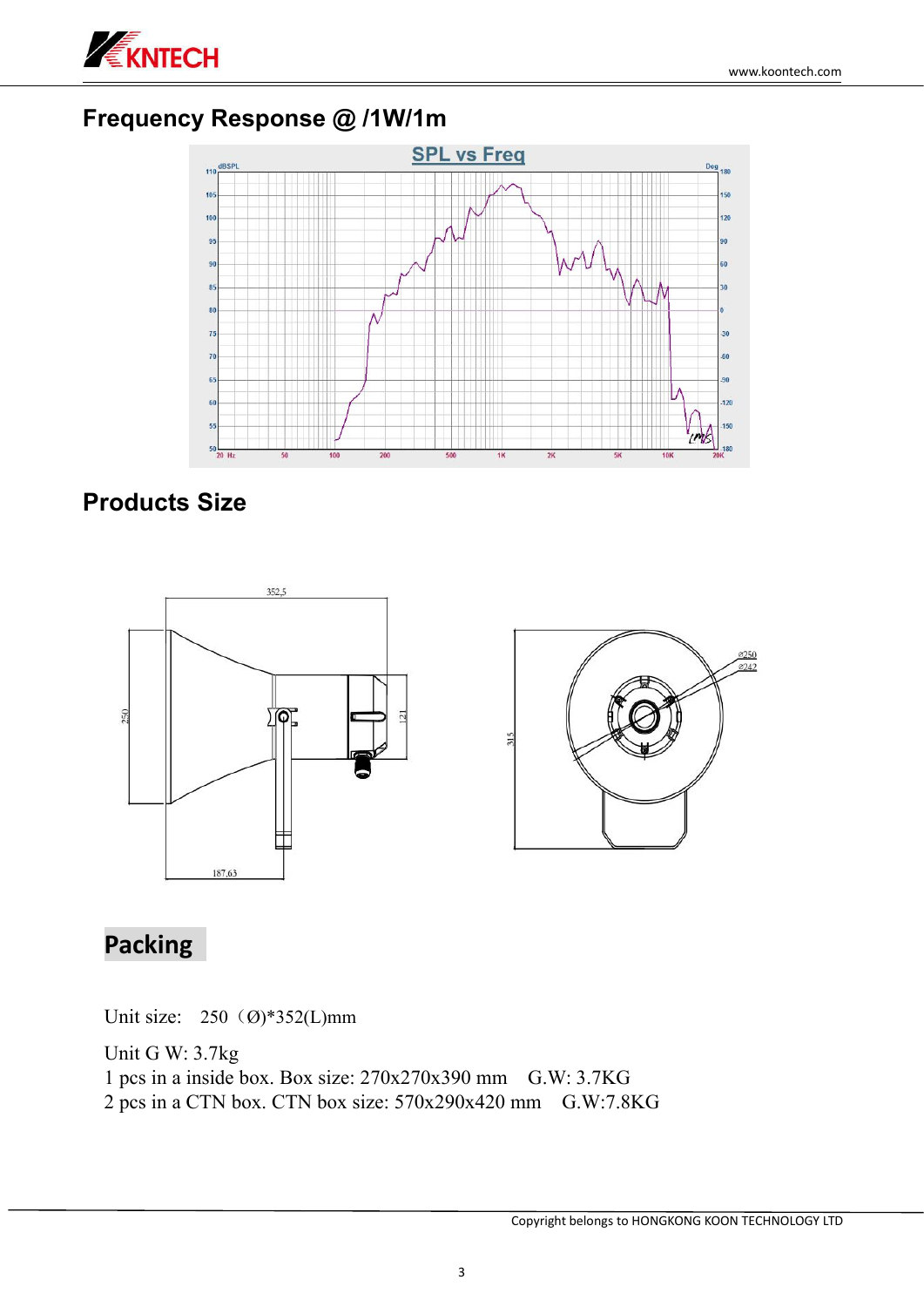## Frequency Response @ /1W/1m

## Products Size

## Packing

Unit size:  250（Ø)*352(L)mm

Unit G W: 3.7kg

1 pcs in a inside box. Box size: 270x270x390 mm  G.W: 3.7KG

2 pcs in a CTN box. CTN box size: 570x290x420 mm  G.W:7.8KG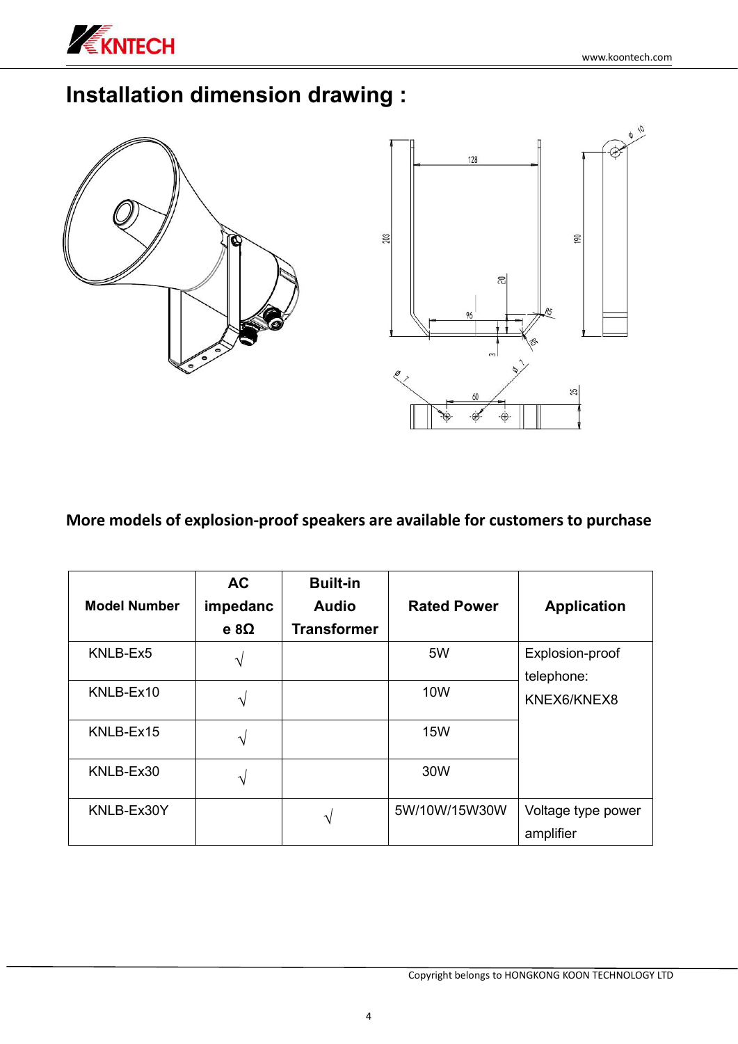# Installation dimension drawing :

128

203

20

96

3

R5

190

ø 10

ø 7

ø 7

60

25

**More models of explosion-proof speakers are available for customers to purchase**

| Model Number | AC impedance 8Ω | Built-in Audio Transformer | Rated Power | Application |
|---|---|---|---|---|
| KNLB-Ex5 | √ | | 5W | Explosion-proof telephone: KNEX6/KNEX8 |
| KNLB-Ex10 | √ | | 10W | |
| KNLB-Ex15 | √ | | 15W | |
| KNLB-Ex30 | √ | | 30W | |
| KNLB-Ex30Y | | √ | 5W/10W/15W30W | Voltage type power amplifier |